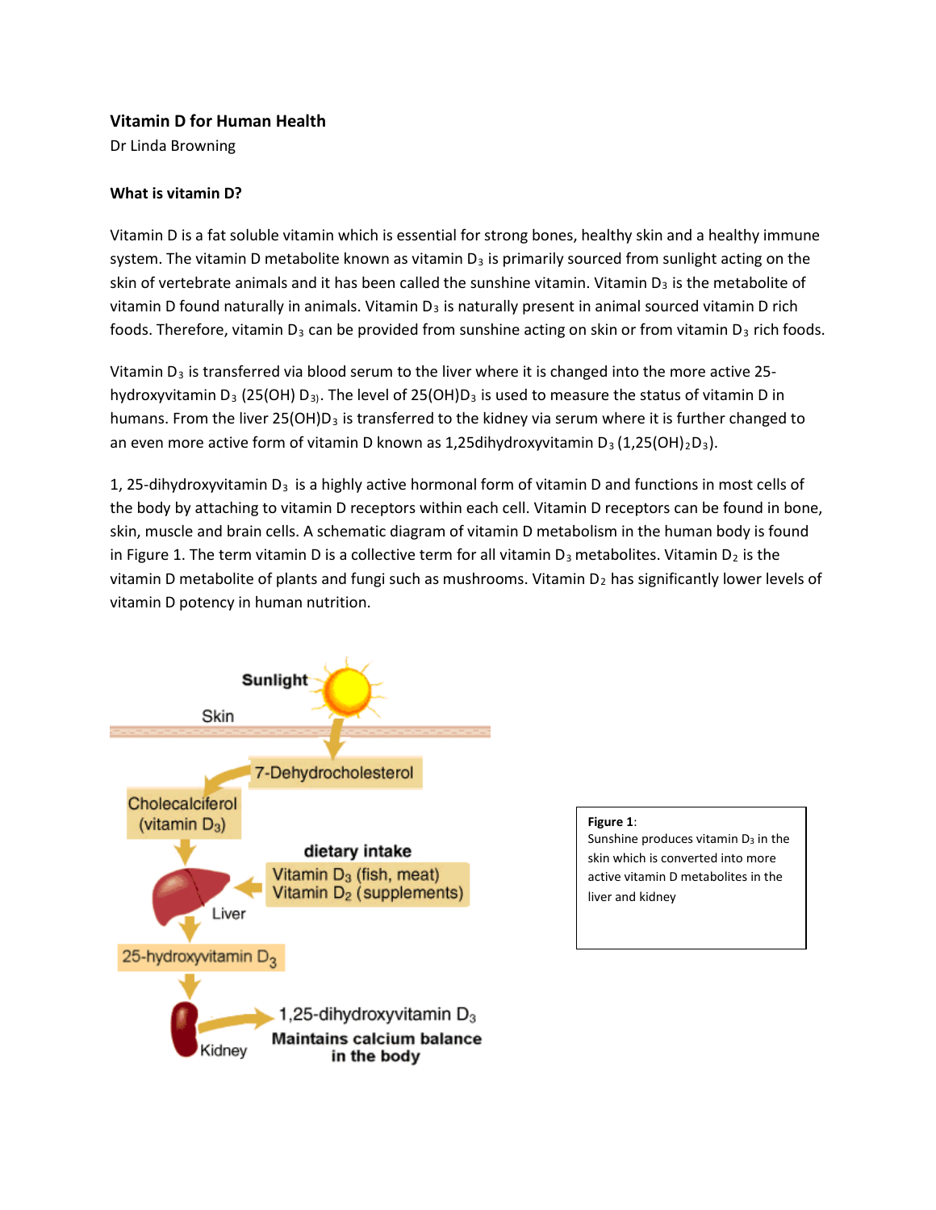**Vitamin D for Human Health**

Dr Linda Browning

**What is vitamin D?**

Vitamin D is a fat soluble vitamin which is essential for strong bones, healthy skin and a healthy immune system. The vitamin D metabolite known as vitamin $D_3$ is primarily sourced from sunlight acting on the skin of vertebrate animals and it has been called the sunshine vitamin. Vitamin $D_3$ is the metabolite of vitamin D found naturally in animals. Vitamin $D_3$ is naturally present in animal sourced vitamin D rich foods. Therefore, vitamin $D_3$ can be provided from sunshine acting on skin or from vitamin $D_3$ rich foods.

Vitamin $D_3$ is transferred via blood serum to the liver where it is changed into the more active 25-hydroxyvitamin $D_3$ (25(OH) $D_3$). The level of 25(OH)$D_3$ is used to measure the status of vitamin D in humans. From the liver 25(OH)$D_3$ is transferred to the kidney via serum where it is further changed to an even more active form of vitamin D known as 1,25dihydroxyvitamin $D_3$ (1,25(OH)$_2D_3$).

1, 25-dihydroxyvitamin $D_3$ is a highly active hormonal form of vitamin D and functions in most cells of the body by attaching to vitamin D receptors within each cell. Vitamin D receptors can be found in bone, skin, muscle and brain cells. A schematic diagram of vitamin D metabolism in the human body is found in Figure 1. The term vitamin D is a collective term for all vitamin $D_3$ metabolites. Vitamin $D_2$ is the vitamin D metabolite of plants and fungi such as mushrooms. Vitamin $D_2$ has significantly lower levels of vitamin D potency in human nutrition.

**Figure 1**: Sunshine produces vitamin $D_3$ in the skin which is converted into more active vitamin D metabolites in the liver and kidney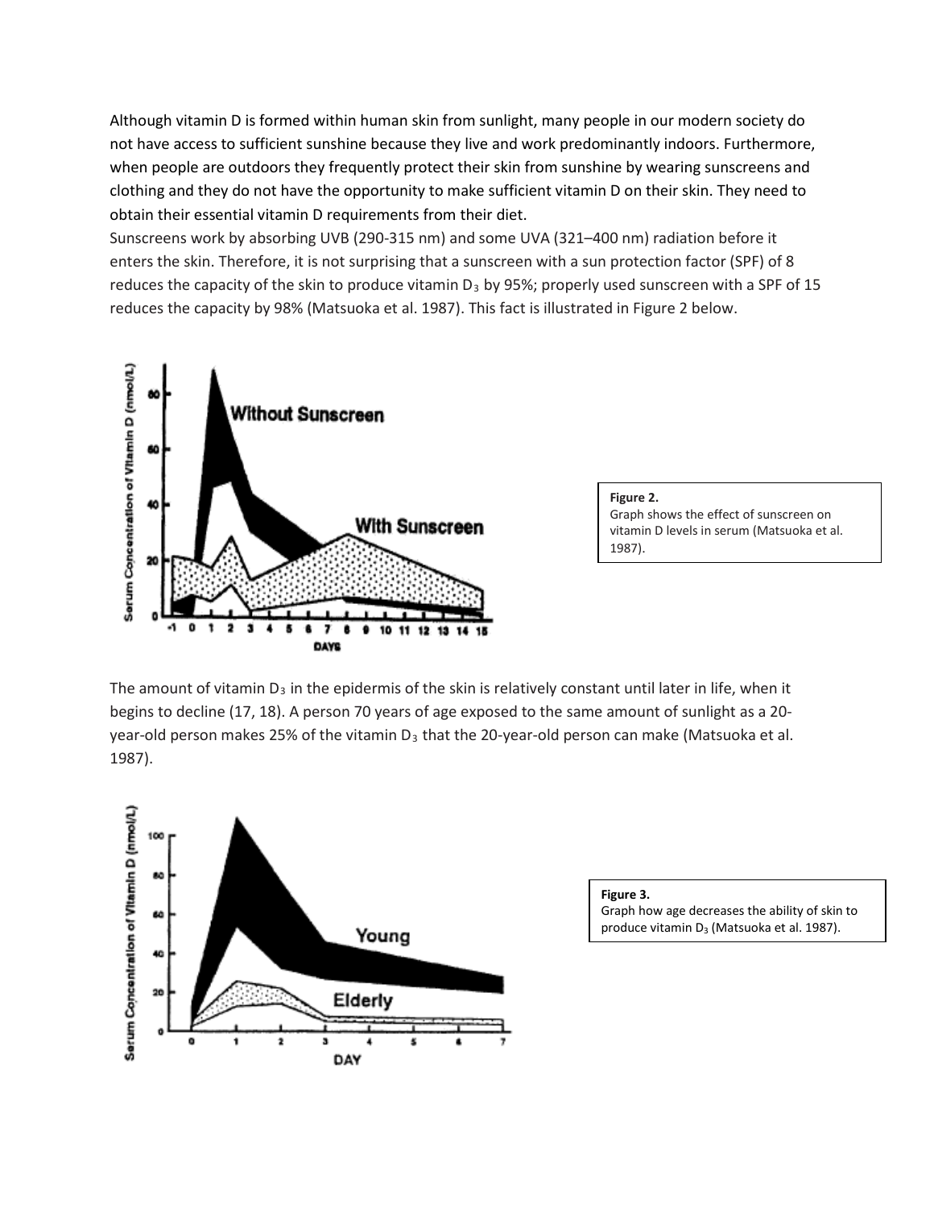Although vitamin D is formed within human skin from sunlight, many people in our modern society do not have access to sufficient sunshine because they live and work predominantly indoors. Furthermore, when people are outdoors they frequently protect their skin from sunshine by wearing sunscreens and clothing and they do not have the opportunity to make sufficient vitamin D on their skin. They need to obtain their essential vitamin D requirements from their diet.

Sunscreens work by absorbing UVB (290-315 nm) and some UVA (321–400 nm) radiation before it enters the skin. Therefore, it is not surprising that a sunscreen with a sun protection factor (SPF) of 8 reduces the capacity of the skin to produce vitamin $D_3$ by 95%; properly used sunscreen with a SPF of 15 reduces the capacity by 98% (Matsuoka et al. 1987). This fact is illustrated in Figure 2 below.

**Figure 2.**
Graph shows the effect of sunscreen on vitamin D levels in serum (Matsuoka et al. 1987).

The amount of vitamin $D_3$ in the epidermis of the skin is relatively constant until later in life, when it begins to decline (17, 18). A person 70 years of age exposed to the same amount of sunlight as a 20-year-old person makes 25% of the vitamin $D_3$ that the 20-year-old person can make (Matsuoka et al. 1987).

**Figure 3.**
Graph how age decreases the ability of skin to produce vitamin $D_3$ (Matsuoka et al. 1987).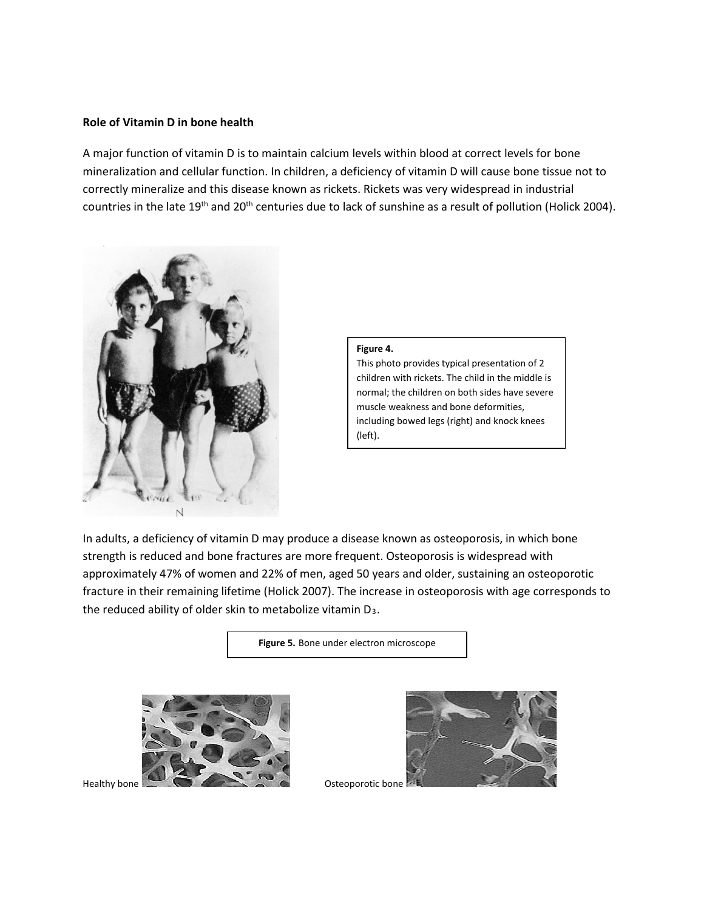**Role of Vitamin D in bone health**

A major function of vitamin D is to maintain calcium levels within blood at correct levels for bone mineralization and cellular function. In children, a deficiency of vitamin D will cause bone tissue not to correctly mineralize and this disease known as rickets. Rickets was very widespread in industrial countries in the late 19th and 20th centuries due to lack of sunshine as a result of pollution (Holick 2004).

**Figure 4.**
This photo provides typical presentation of 2 children with rickets. The child in the middle is normal; the children on both sides have severe muscle weakness and bone deformities, including bowed legs (right) and knock knees (left).

In adults, a deficiency of vitamin D may produce a disease known as osteoporosis, in which bone strength is reduced and bone fractures are more frequent. Osteoporosis is widespread with approximately 47% of women and 22% of men, aged 50 years and older, sustaining an osteoporotic fracture in their remaining lifetime (Holick 2007). The increase in osteoporosis with age corresponds to the reduced ability of older skin to metabolize vitamin $D_3$.

**Figure 5.** Bone under electron microscope

Healthy bone

Osteoporotic bone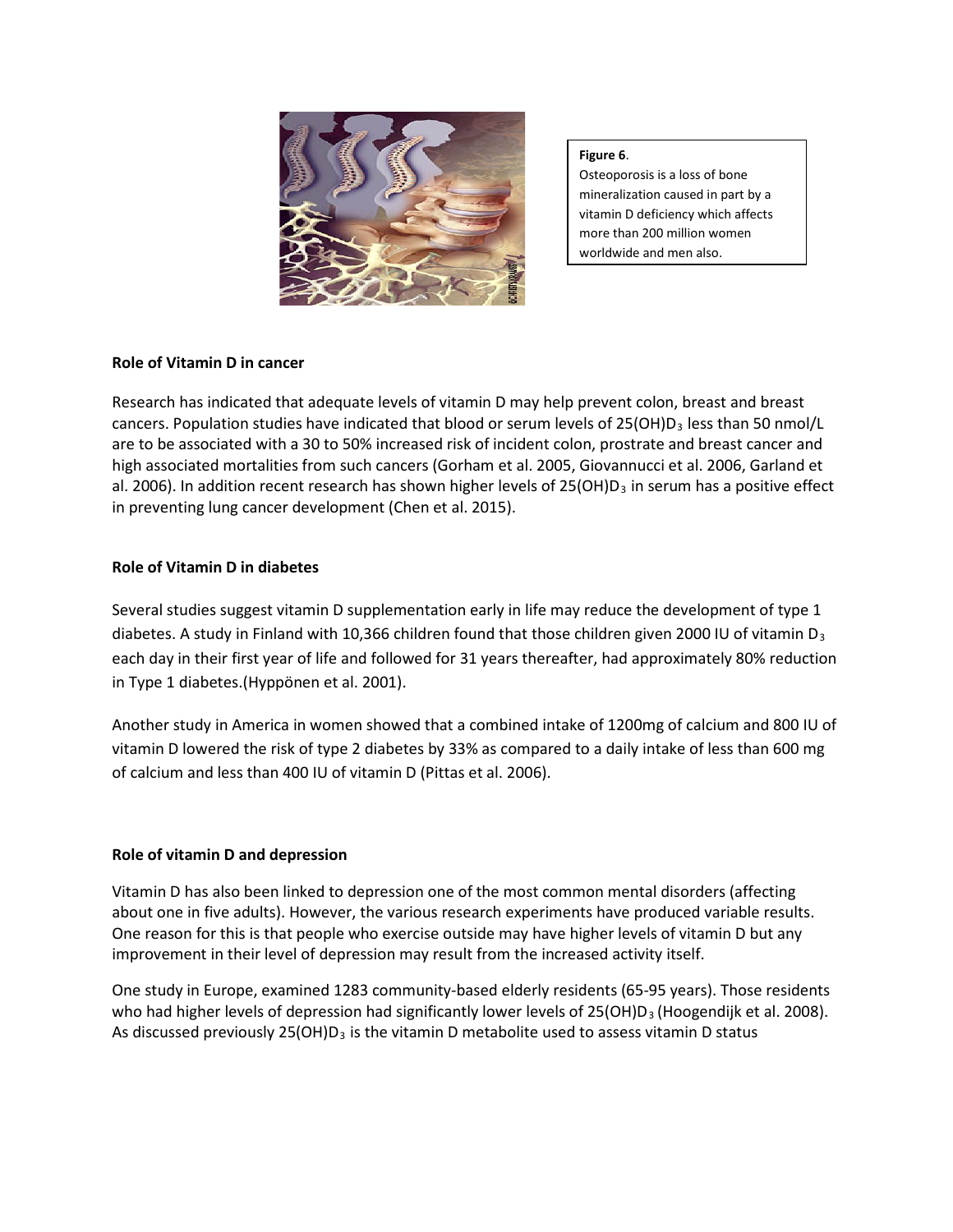**Figure 6**.
Osteoporosis is a loss of bone mineralization caused in part by a vitamin D deficiency which affects more than 200 million women worldwide and men also.

**Role of Vitamin D in cancer**

Research has indicated that adequate levels of vitamin D may help prevent colon, breast and breast cancers. Population studies have indicated that blood or serum levels of 25(OH)$D_3$ less than 50 nmol/L are to be associated with a 30 to 50% increased risk of incident colon, prostrate and breast cancer and high associated mortalities from such cancers (Gorham et al. 2005, Giovannucci et al. 2006, Garland et al. 2006). In addition recent research has shown higher levels of 25(OH)$D_3$ in serum has a positive effect in preventing lung cancer development (Chen et al. 2015).

**Role of Vitamin D in diabetes**

Several studies suggest vitamin D supplementation early in life may reduce the development of type 1 diabetes. A study in Finland with 10,366 children found that those children given 2000 IU of vitamin $D_3$ each day in their first year of life and followed for 31 years thereafter, had approximately 80% reduction in Type 1 diabetes.(Hyppönen et al. 2001).

Another study in America in women showed that a combined intake of 1200mg of calcium and 800 IU of vitamin D lowered the risk of type 2 diabetes by 33% as compared to a daily intake of less than 600 mg of calcium and less than 400 IU of vitamin D (Pittas et al. 2006).

**Role of vitamin D and depression**

Vitamin D has also been linked to depression one of the most common mental disorders (affecting about one in five adults). However, the various research experiments have produced variable results. One reason for this is that people who exercise outside may have higher levels of vitamin D but any improvement in their level of depression may result from the increased activity itself.

One study in Europe, examined 1283 community-based elderly residents (65-95 years). Those residents who had higher levels of depression had significantly lower levels of 25(OH)$D_3$ (Hoogendijk et al. 2008). As discussed previously 25(OH)$D_3$ is the vitamin D metabolite used to assess vitamin D status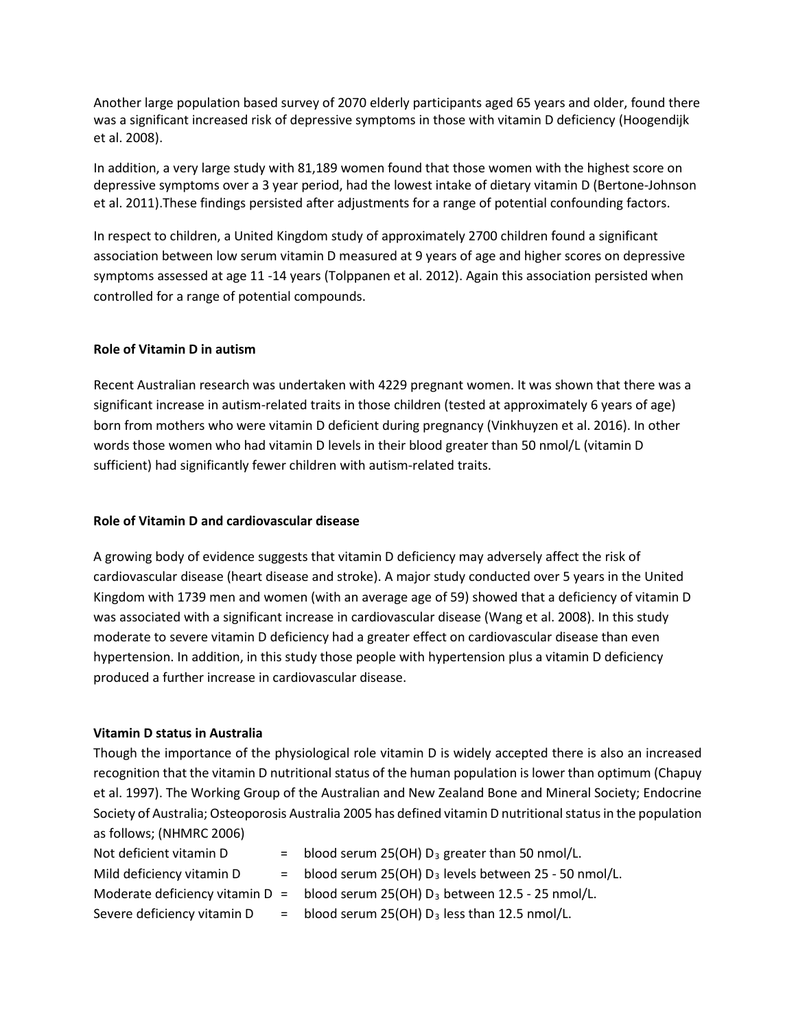Another large population based survey of 2070 elderly participants aged 65 years and older, found there was a significant increased risk of depressive symptoms in those with vitamin D deficiency (Hoogendijk et al. 2008).

In addition, a very large study with 81,189 women found that those women with the highest score on depressive symptoms over a 3 year period, had the lowest intake of dietary vitamin D (Bertone-Johnson et al. 2011).These findings persisted after adjustments for a range of potential confounding factors.

In respect to children, a United Kingdom study of approximately 2700 children found a significant association between low serum vitamin D measured at 9 years of age and higher scores on depressive symptoms assessed at age 11 -14 years (Tolppanen et al. 2012). Again this association persisted when controlled for a range of potential compounds.

**Role of Vitamin D in autism**

Recent Australian research was undertaken with 4229 pregnant women. It was shown that there was a significant increase in autism-related traits in those children (tested at approximately 6 years of age) born from mothers who were vitamin D deficient during pregnancy (Vinkhuyzen et al. 2016). In other words those women who had vitamin D levels in their blood greater than 50 nmol/L (vitamin D sufficient) had significantly fewer children with autism-related traits.

**Role of Vitamin D and cardiovascular disease**

A growing body of evidence suggests that vitamin D deficiency may adversely affect the risk of cardiovascular disease (heart disease and stroke). A major study conducted over 5 years in the United Kingdom with 1739 men and women (with an average age of 59) showed that a deficiency of vitamin D was associated with a significant increase in cardiovascular disease (Wang et al. 2008). In this study moderate to severe vitamin D deficiency had a greater effect on cardiovascular disease than even hypertension. In addition, in this study those people with hypertension plus a vitamin D deficiency produced a further increase in cardiovascular disease.

**Vitamin D status in Australia**

Though the importance of the physiological role vitamin D is widely accepted there is also an increased recognition that the vitamin D nutritional status of the human population is lower than optimum (Chapuy et al. 1997). The Working Group of the Australian and New Zealand Bone and Mineral Society; Endocrine Society of Australia; Osteoporosis Australia 2005 has defined vitamin D nutritional status in the population as follows; (NHMRC 2006)

Not deficient vitamin D = blood serum 25(OH) $D_3$ greater than 50 nmol/L.
Mild deficiency vitamin D = blood serum 25(OH) $D_3$ levels between 25 - 50 nmol/L.
Moderate deficiency vitamin D = blood serum 25(OH) $D_3$ between 12.5 - 25 nmol/L.
Severe deficiency vitamin D = blood serum 25(OH) $D_3$ less than 12.5 nmol/L.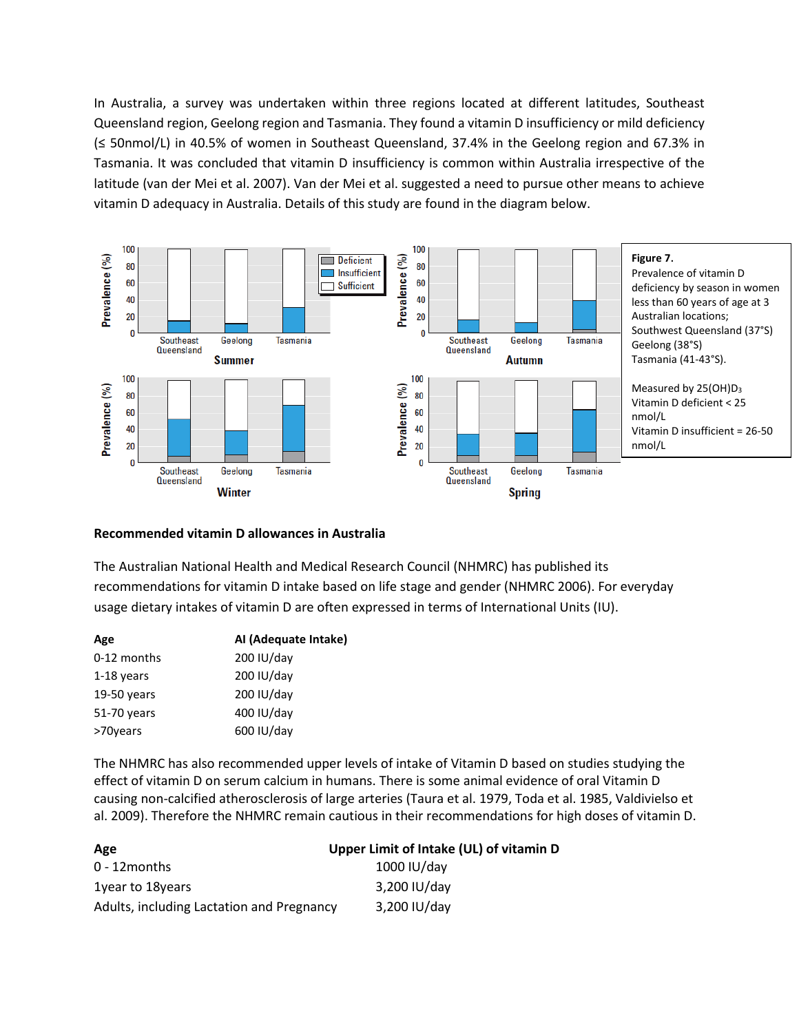In Australia, a survey was undertaken within three regions located at different latitudes, Southeast Queensland region, Geelong region and Tasmania. They found a vitamin D insufficiency or mild deficiency (≤ 50nmol/L) in 40.5% of women in Southeast Queensland, 37.4% in the Geelong region and 67.3% in Tasmania. It was concluded that vitamin D insufficiency is common within Australia irrespective of the latitude (van der Mei et al. 2007). Van der Mei et al. suggested a need to pursue other means to achieve vitamin D adequacy in Australia. Details of this study are found in the diagram below.

**Figure 7.**
Prevalence of vitamin D deficiency by season in women less than 60 years of age at 3 Australian locations; Southwest Queensland (37°S) Geelong (38°S) Tasmania (41-43°S).

Measured by 25(OH)$D_3$
Vitamin D deficient < 25 nmol/L
Vitamin D insufficient = 26-50 nmol/L

### Recommended vitamin D allowances in Australia

The Australian National Health and Medical Research Council (NHMRC) has published its recommendations for vitamin D intake based on life stage and gender (NHMRC 2006). For everyday usage dietary intakes of vitamin D are often expressed in terms of International Units (IU).

| Age | AI (Adequate Intake) |
|---|---|
| 0-12 months | 200 IU/day |
| 1-18 years | 200 IU/day |
| 19-50 years | 200 IU/day |
| 51-70 years | 400 IU/day |
| >70years | 600 IU/day |

The NHMRC has also recommended upper levels of intake of Vitamin D based on studies studying the effect of vitamin D on serum calcium in humans. There is some animal evidence of oral Vitamin D causing non-calcified atherosclerosis of large arteries (Taura et al. 1979, Toda et al. 1985, Valdivielso et al. 2009). Therefore the NHMRC remain cautious in their recommendations for high doses of vitamin D.

| Age | Upper Limit of Intake (UL) of vitamin D |
|---|---|
| 0 - 12months | 1000 IU/day |
| 1year to 18years | 3,200 IU/day |
| Adults, including Lactation and Pregnancy | 3,200 IU/day |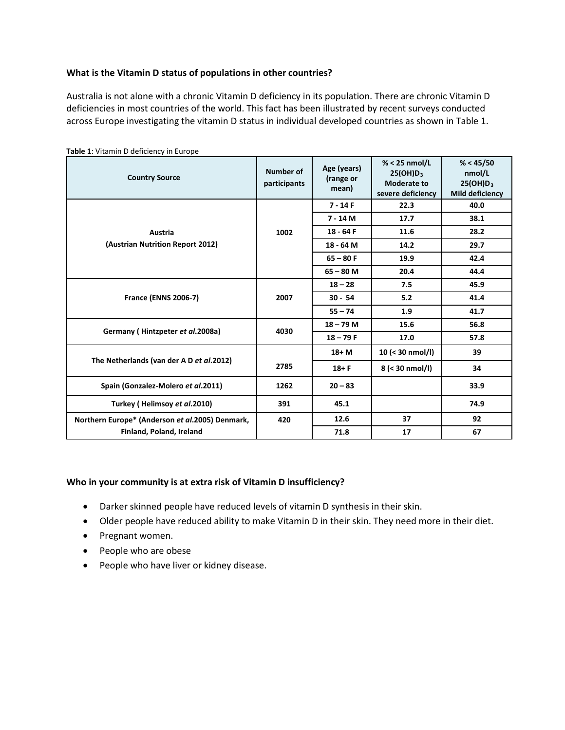### What is the Vitamin D status of populations in other countries?

Australia is not alone with a chronic Vitamin D deficiency in its population. There are chronic Vitamin D deficiencies in most countries of the world. This fact has been illustrated by recent surveys conducted across Europe investigating the vitamin D status in individual developed countries as shown in Table 1.

**Table 1**: Vitamin D deficiency in Europe

| Country Source | Number of participants | Age (years) (range or mean) | % < 25 nmol/L $25(OH)D_3$ Moderate to severe deficiency | % < 45/50 nmol/L $25(OH)D_3$ Mild deficiency |
|---|---|---|---|---|
| Austria (Austrian Nutrition Report 2012) | 1002 | 7 - 14 F | 22.3 | 40.0 |
| | | 7 - 14 M | 17.7 | 38.1 |
| | | 18 - 64 F | 11.6 | 28.2 |
| | | 18 - 64 M | 14.2 | 29.7 |
| | | 65 – 80 F | 19.9 | 42.4 |
| | | 65 – 80 M | 20.4 | 44.4 |
| France (ENNS 2006-7) | 2007 | 18 – 28 | 7.5 | 45.9 |
| | | 30 - 54 | 5.2 | 41.4 |
| | | 55 – 74 | 1.9 | 41.7 |
| Germany ( Hintzpeter *et al*.2008a) | 4030 | 18 – 79 M | 15.6 | 56.8 |
| | | 18 – 79 F | 17.0 | 57.8 |
| The Netherlands (van der A D *et al*.2012) | 2785 | 18+ M | 10 (< 30 nmol/l) | 39 |
| | | 18+ F | 8 (< 30 nmol/l) | 34 |
| Spain (Gonzalez-Molero *et al*.2011) | 1262 | 20 – 83 | | 33.9 |
| Turkey ( Helimsoy *et al*.2010) | 391 | 45.1 | | 74.9 |
| Northern Europe* (Anderson *et al*.2005) Denmark, Finland, Poland, Ireland | 420 | 12.6 | 37 | 92 |
| | | 71.8 | 17 | 67 |

### Who in your community is at extra risk of Vitamin D insufficiency?

- Darker skinned people have reduced levels of vitamin D synthesis in their skin.
- Older people have reduced ability to make Vitamin D in their skin. They need more in their diet.
- Pregnant women.
- People who are obese
- People who have liver or kidney disease.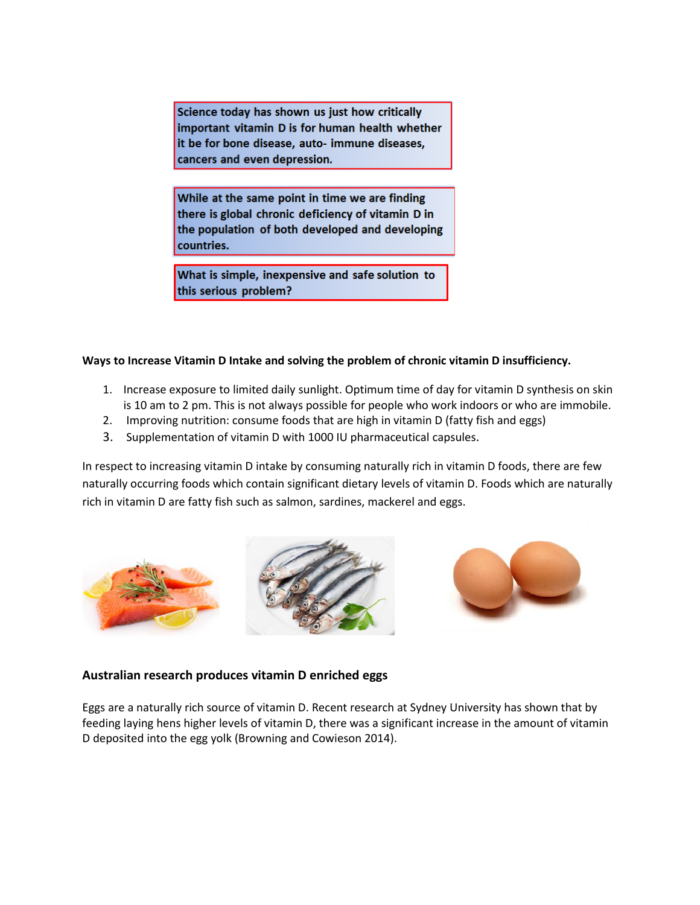Science today has shown us just how critically important vitamin D is for human health whether it be for bone disease, auto- immune diseases, cancers and even depression.

While at the same point in time we are finding there is global chronic deficiency of vitamin D in the population of both developed and developing countries.

What is simple, inexpensive and safe solution to this serious problem?

**Ways to Increase Vitamin D Intake and solving the problem of chronic vitamin D insufficiency.**

1. Increase exposure to limited daily sunlight. Optimum time of day for vitamin D synthesis on skin is 10 am to 2 pm. This is not always possible for people who work indoors or who are immobile.
2. Improving nutrition: consume foods that are high in vitamin D (fatty fish and eggs)
3. Supplementation of vitamin D with 1000 IU pharmaceutical capsules.

In respect to increasing vitamin D intake by consuming naturally rich in vitamin D foods, there are few naturally occurring foods which contain significant dietary levels of vitamin D. Foods which are naturally rich in vitamin D are fatty fish such as salmon, sardines, mackerel and eggs.

### Australian research produces vitamin D enriched eggs

Eggs are a naturally rich source of vitamin D. Recent research at Sydney University has shown that by feeding laying hens higher levels of vitamin D, there was a significant increase in the amount of vitamin D deposited into the egg yolk (Browning and Cowieson 2014).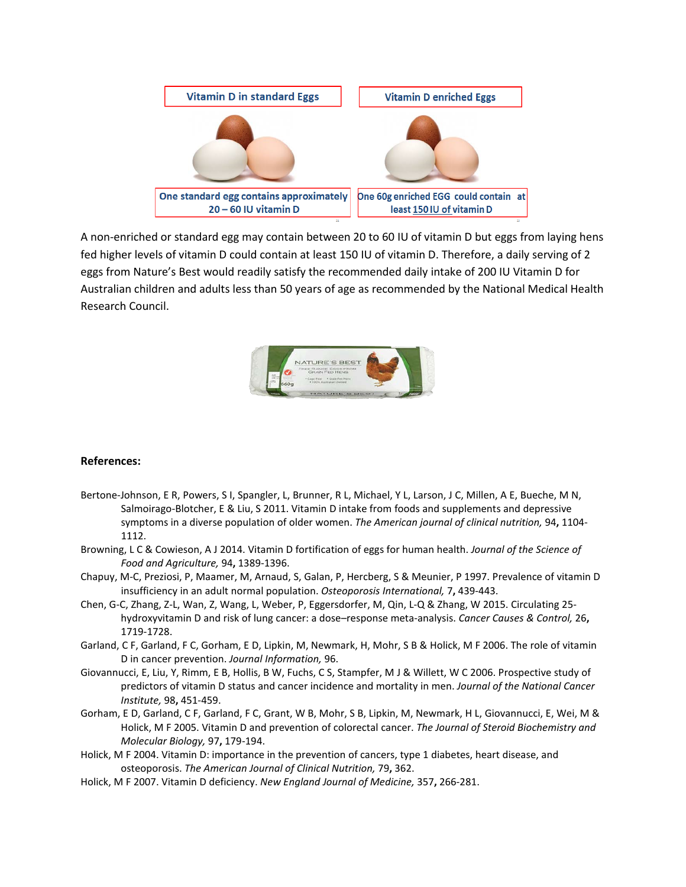Vitamin D in standard Eggs

Vitamin D enriched Eggs

One standard egg contains approximately 20 – 60 IU vitamin D

One 60g enriched EGG could contain at least 150 IU of vitamin D

A non-enriched or standard egg may contain between 20 to 60 IU of vitamin D but eggs from laying hens fed higher levels of vitamin D could contain at least 150 IU of vitamin D. Therefore, a daily serving of 2 eggs from Nature's Best would readily satisfy the recommended daily intake of 200 IU Vitamin D for Australian children and adults less than 50 years of age as recommended by the National Medical Health Research Council.

**References:**

Bertone-Johnson, E R, Powers, S I, Spangler, L, Brunner, R L, Michael, Y L, Larson, J C, Millen, A E, Bueche, M N, Salmoirago-Blotcher, E & Liu, S 2011. Vitamin D intake from foods and supplements and depressive symptoms in a diverse population of older women. *The American journal of clinical nutrition,* 94**,** 1104-1112.

Browning, L C & Cowieson, A J 2014. Vitamin D fortification of eggs for human health. *Journal of the Science of Food and Agriculture,* 94**,** 1389-1396.

Chapuy, M-C, Preziosi, P, Maamer, M, Arnaud, S, Galan, P, Hercberg, S & Meunier, P 1997. Prevalence of vitamin D insufficiency in an adult normal population. *Osteoporosis International,* 7**,** 439-443.

Chen, G-C, Zhang, Z-L, Wan, Z, Wang, L, Weber, P, Eggersdorfer, M, Qin, L-Q & Zhang, W 2015. Circulating 25-hydroxyvitamin D and risk of lung cancer: a dose–response meta-analysis. *Cancer Causes & Control,* 26**,** 1719-1728.

Garland, C F, Garland, F C, Gorham, E D, Lipkin, M, Newmark, H, Mohr, S B & Holick, M F 2006. The role of vitamin D in cancer prevention. *Journal Information,* 96.

Giovannucci, E, Liu, Y, Rimm, E B, Hollis, B W, Fuchs, C S, Stampfer, M J & Willett, W C 2006. Prospective study of predictors of vitamin D status and cancer incidence and mortality in men. *Journal of the National Cancer Institute,* 98**,** 451-459.

Gorham, E D, Garland, C F, Garland, F C, Grant, W B, Mohr, S B, Lipkin, M, Newmark, H L, Giovannucci, E, Wei, M & Holick, M F 2005. Vitamin D and prevention of colorectal cancer. *The Journal of Steroid Biochemistry and Molecular Biology,* 97**,** 179-194.

Holick, M F 2004. Vitamin D: importance in the prevention of cancers, type 1 diabetes, heart disease, and osteoporosis. *The American Journal of Clinical Nutrition,* 79**,** 362.

Holick, M F 2007. Vitamin D deficiency. *New England Journal of Medicine,* 357**,** 266-281.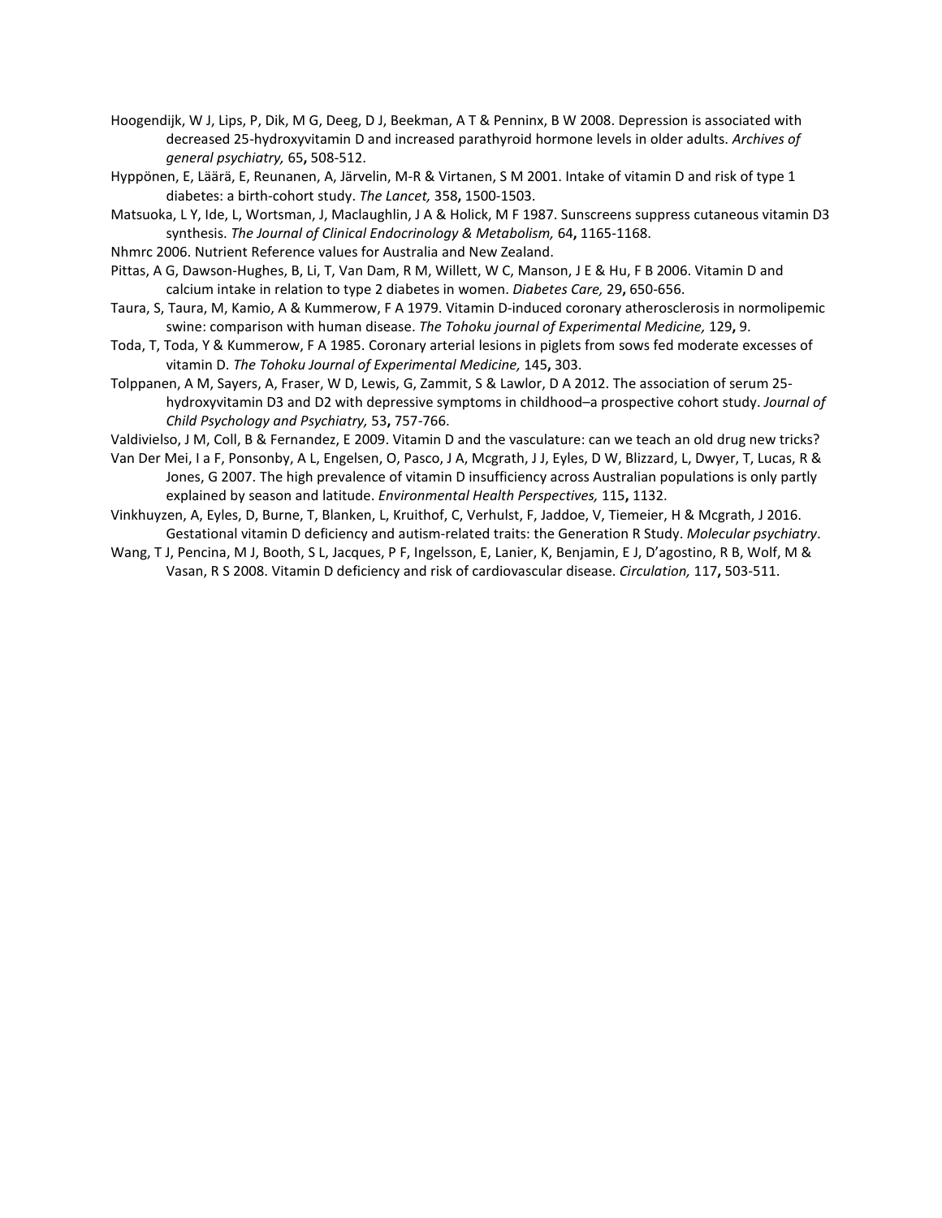Hoogendijk, W J, Lips, P, Dik, M G, Deeg, D J, Beekman, A T & Penninx, B W 2008. Depression is associated with decreased 25-hydroxyvitamin D and increased parathyroid hormone levels in older adults. *Archives of general psychiatry,* 65**,** 508-512.

Hyppönen, E, Läärä, E, Reunanen, A, Järvelin, M-R & Virtanen, S M 2001. Intake of vitamin D and risk of type 1 diabetes: a birth-cohort study. *The Lancet,* 358**,** 1500-1503.

Matsuoka, L Y, Ide, L, Wortsman, J, Maclaughlin, J A & Holick, M F 1987. Sunscreens suppress cutaneous vitamin D3 synthesis. *The Journal of Clinical Endocrinology & Metabolism,* 64**,** 1165-1168.

Nhmrc 2006. Nutrient Reference values for Australia and New Zealand.

Pittas, A G, Dawson-Hughes, B, Li, T, Van Dam, R M, Willett, W C, Manson, J E & Hu, F B 2006. Vitamin D and calcium intake in relation to type 2 diabetes in women. *Diabetes Care,* 29**,** 650-656.

Taura, S, Taura, M, Kamio, A & Kummerow, F A 1979. Vitamin D-induced coronary atherosclerosis in normolipemic swine: comparison with human disease. *The Tohoku journal of Experimental Medicine,* 129**,** 9.

Toda, T, Toda, Y & Kummerow, F A 1985. Coronary arterial lesions in piglets from sows fed moderate excesses of vitamin D. *The Tohoku Journal of Experimental Medicine,* 145**,** 303.

Tolppanen, A M, Sayers, A, Fraser, W D, Lewis, G, Zammit, S & Lawlor, D A 2012. The association of serum 25-hydroxyvitamin D3 and D2 with depressive symptoms in childhood–a prospective cohort study. *Journal of Child Psychology and Psychiatry,* 53**,** 757-766.

Valdivielso, J M, Coll, B & Fernandez, E 2009. Vitamin D and the vasculature: can we teach an old drug new tricks?

Van Der Mei, I a F, Ponsonby, A L, Engelsen, O, Pasco, J A, Mcgrath, J J, Eyles, D W, Blizzard, L, Dwyer, T, Lucas, R & Jones, G 2007. The high prevalence of vitamin D insufficiency across Australian populations is only partly explained by season and latitude. *Environmental Health Perspectives,* 115**,** 1132.

Vinkhuyzen, A, Eyles, D, Burne, T, Blanken, L, Kruithof, C, Verhulst, F, Jaddoe, V, Tiemeier, H & Mcgrath, J 2016. Gestational vitamin D deficiency and autism-related traits: the Generation R Study. *Molecular psychiatry*.

Wang, T J, Pencina, M J, Booth, S L, Jacques, P F, Ingelsson, E, Lanier, K, Benjamin, E J, D'agostino, R B, Wolf, M & Vasan, R S 2008. Vitamin D deficiency and risk of cardiovascular disease. *Circulation,* 117**,** 503-511.